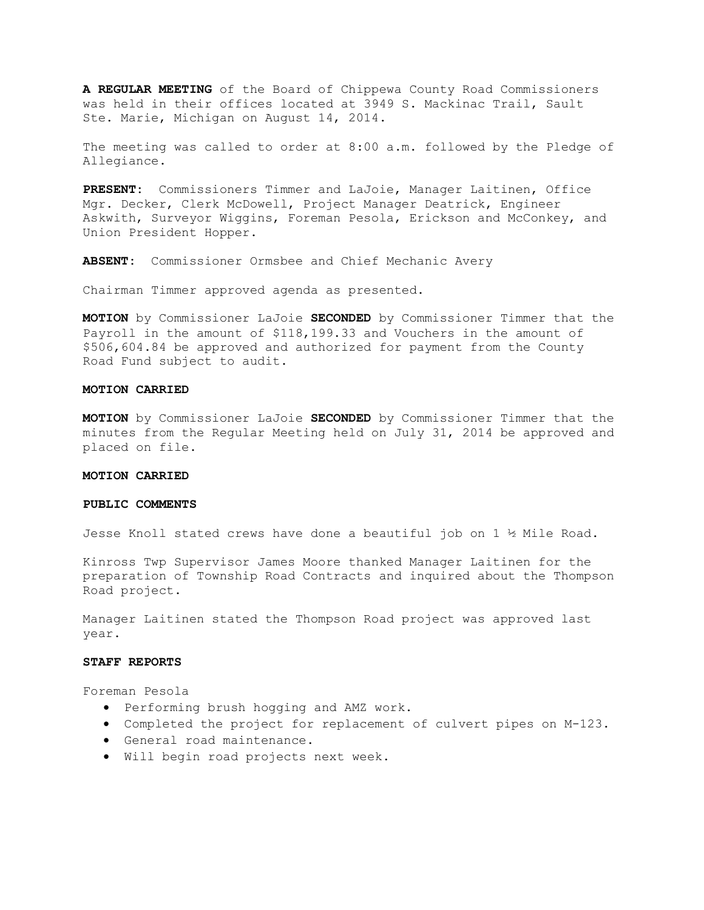**A REGULAR MEETING** of the Board of Chippewa County Road Commissioners was held in their offices located at 3949 S. Mackinac Trail, Sault Ste. Marie, Michigan on August 14, 2014.

The meeting was called to order at 8:00 a.m. followed by the Pledge of Allegiance.

**PRESENT:** Commissioners Timmer and LaJoie, Manager Laitinen, Office Mgr. Decker, Clerk McDowell, Project Manager Deatrick, Engineer Askwith, Surveyor Wiggins, Foreman Pesola, Erickson and McConkey, and Union President Hopper.

**ABSENT:** Commissioner Ormsbee and Chief Mechanic Avery

Chairman Timmer approved agenda as presented.

**MOTION** by Commissioner LaJoie **SECONDED** by Commissioner Timmer that the Payroll in the amount of $118,199.33 and Vouchers in the amount of $506,604.84 be approved and authorized for payment from the County Road Fund subject to audit.

**MOTION CARRIED**

**MOTION** by Commissioner LaJoie **SECONDED** by Commissioner Timmer that the minutes from the Regular Meeting held on July 31, 2014 be approved and placed on file.

**MOTION CARRIED**

**PUBLIC COMMENTS**

Jesse Knoll stated crews have done a beautiful job on 1 ½ Mile Road.

Kinross Twp Supervisor James Moore thanked Manager Laitinen for the preparation of Township Road Contracts and inquired about the Thompson Road project.

Manager Laitinen stated the Thompson Road project was approved last year.

**STAFF REPORTS**

Foreman Pesola

- Performing brush hogging and AMZ work.
- Completed the project for replacement of culvert pipes on M-123.
- General road maintenance.
- Will begin road projects next week.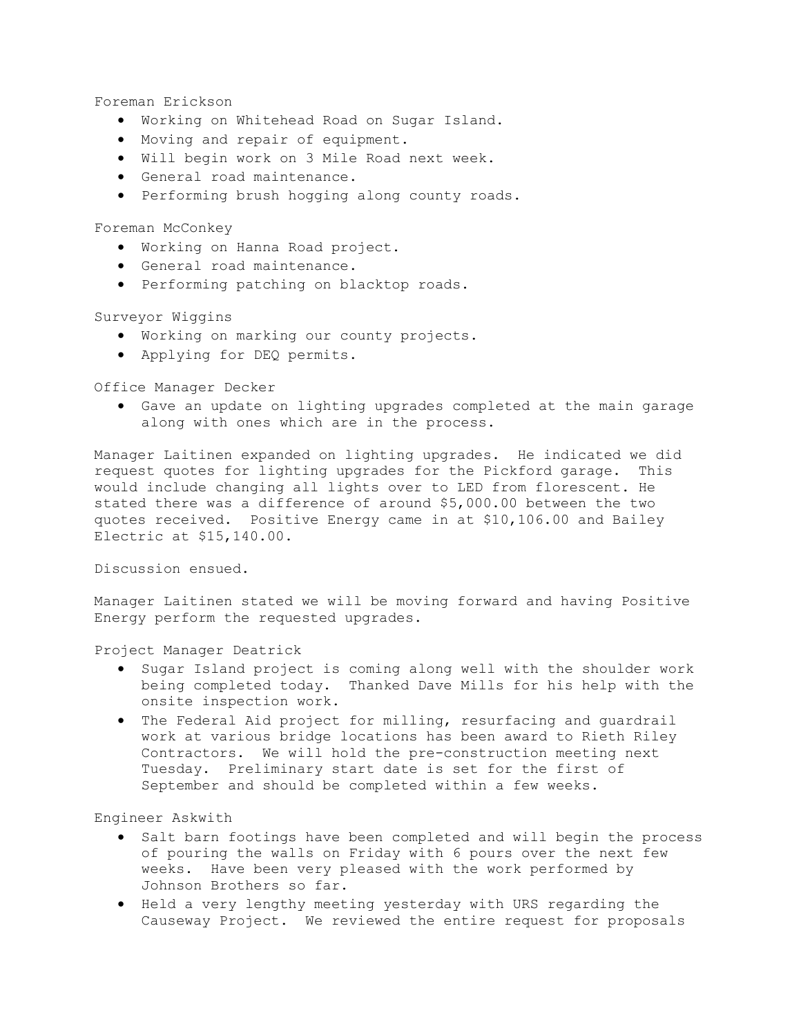Foreman Erickson

- Working on Whitehead Road on Sugar Island.
- Moving and repair of equipment.
- Will begin work on 3 Mile Road next week.
- General road maintenance.
- Performing brush hogging along county roads.

Foreman McConkey

- Working on Hanna Road project.
- General road maintenance.
- Performing patching on blacktop roads.

Surveyor Wiggins

- Working on marking our county projects.
- Applying for DEQ permits.

Office Manager Decker

- Gave an update on lighting upgrades completed at the main garage along with ones which are in the process.

Manager Laitinen expanded on lighting upgrades. He indicated we did request quotes for lighting upgrades for the Pickford garage. This would include changing all lights over to LED from florescent. He stated there was a difference of around $5,000.00 between the two quotes received. Positive Energy came in at $10,106.00 and Bailey Electric at $15,140.00.

Discussion ensued.

Manager Laitinen stated we will be moving forward and having Positive Energy perform the requested upgrades.

Project Manager Deatrick

- Sugar Island project is coming along well with the shoulder work being completed today. Thanked Dave Mills for his help with the onsite inspection work.
- The Federal Aid project for milling, resurfacing and guardrail work at various bridge locations has been award to Rieth Riley Contractors. We will hold the pre-construction meeting next Tuesday. Preliminary start date is set for the first of September and should be completed within a few weeks.

Engineer Askwith

- Salt barn footings have been completed and will begin the process of pouring the walls on Friday with 6 pours over the next few weeks. Have been very pleased with the work performed by Johnson Brothers so far.
- Held a very lengthy meeting yesterday with URS regarding the Causeway Project. We reviewed the entire request for proposals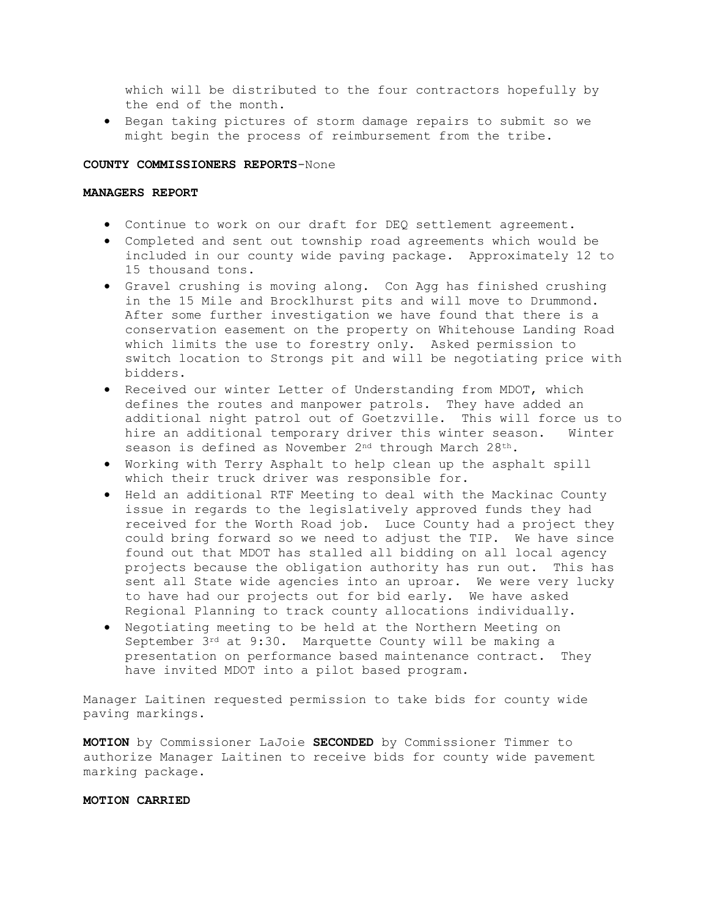which will be distributed to the four contractors hopefully by the end of the month.

- Began taking pictures of storm damage repairs to submit so we might begin the process of reimbursement from the tribe.

**COUNTY COMMISSIONERS REPORTS**-None

**MANAGERS REPORT**

- Continue to work on our draft for DEQ settlement agreement.
- Completed and sent out township road agreements which would be included in our county wide paving package. Approximately 12 to 15 thousand tons.
- Gravel crushing is moving along. Con Agg has finished crushing in the 15 Mile and Brocklhurst pits and will move to Drummond. After some further investigation we have found that there is a conservation easement on the property on Whitehouse Landing Road which limits the use to forestry only. Asked permission to switch location to Strongs pit and will be negotiating price with bidders.
- Received our winter Letter of Understanding from MDOT, which defines the routes and manpower patrols. They have added an additional night patrol out of Goetzville. This will force us to hire an additional temporary driver this winter season. Winter season is defined as November 2nd through March 28th.
- Working with Terry Asphalt to help clean up the asphalt spill which their truck driver was responsible for.
- Held an additional RTF Meeting to deal with the Mackinac County issue in regards to the legislatively approved funds they had received for the Worth Road job. Luce County had a project they could bring forward so we need to adjust the TIP. We have since found out that MDOT has stalled all bidding on all local agency projects because the obligation authority has run out. This has sent all State wide agencies into an uproar. We were very lucky to have had our projects out for bid early. We have asked Regional Planning to track county allocations individually.
- Negotiating meeting to be held at the Northern Meeting on September 3rd at 9:30. Marquette County will be making a presentation on performance based maintenance contract. They have invited MDOT into a pilot based program.

Manager Laitinen requested permission to take bids for county wide paving markings.

**MOTION** by Commissioner LaJoie **SECONDED** by Commissioner Timmer to authorize Manager Laitinen to receive bids for county wide pavement marking package.

**MOTION CARRIED**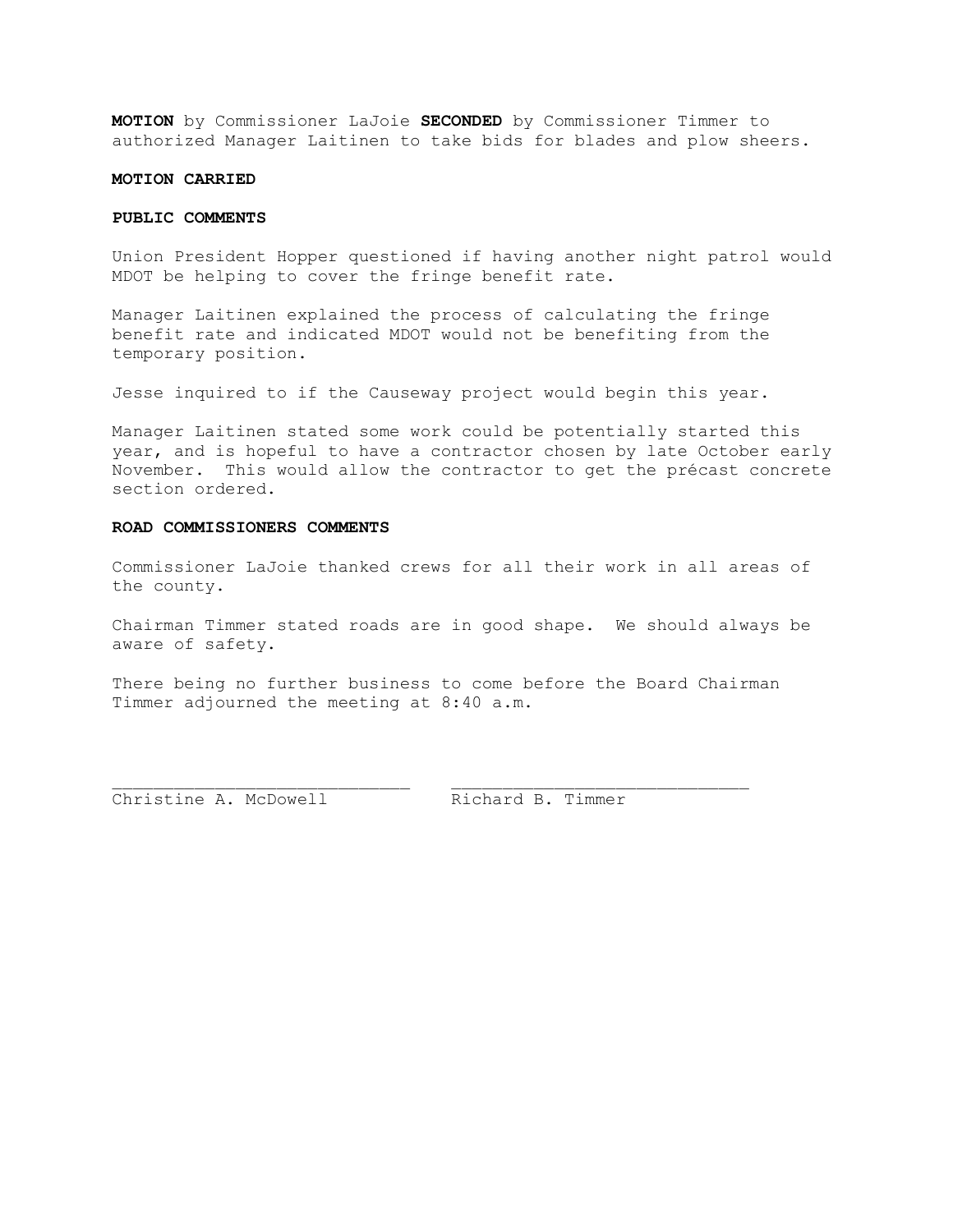**MOTION** by Commissioner LaJoie **SECONDED** by Commissioner Timmer to authorized Manager Laitinen to take bids for blades and plow sheers.

**MOTION CARRIED**

**PUBLIC COMMENTS**

Union President Hopper questioned if having another night patrol would MDOT be helping to cover the fringe benefit rate.

Manager Laitinen explained the process of calculating the fringe benefit rate and indicated MDOT would not be benefiting from the temporary position.

Jesse inquired to if the Causeway project would begin this year.

Manager Laitinen stated some work could be potentially started this year, and is hopeful to have a contractor chosen by late October early November. This would allow the contractor to get the précast concrete section ordered.

**ROAD COMMISSIONERS COMMENTS**

Commissioner LaJoie thanked crews for all their work in all areas of the county.

Chairman Timmer stated roads are in good shape. We should always be aware of safety.

There being no further business to come before the Board Chairman Timmer adjourned the meeting at 8:40 a.m.

_____________________________ _____________________________
Christine A. McDowell Richard B. Timmer